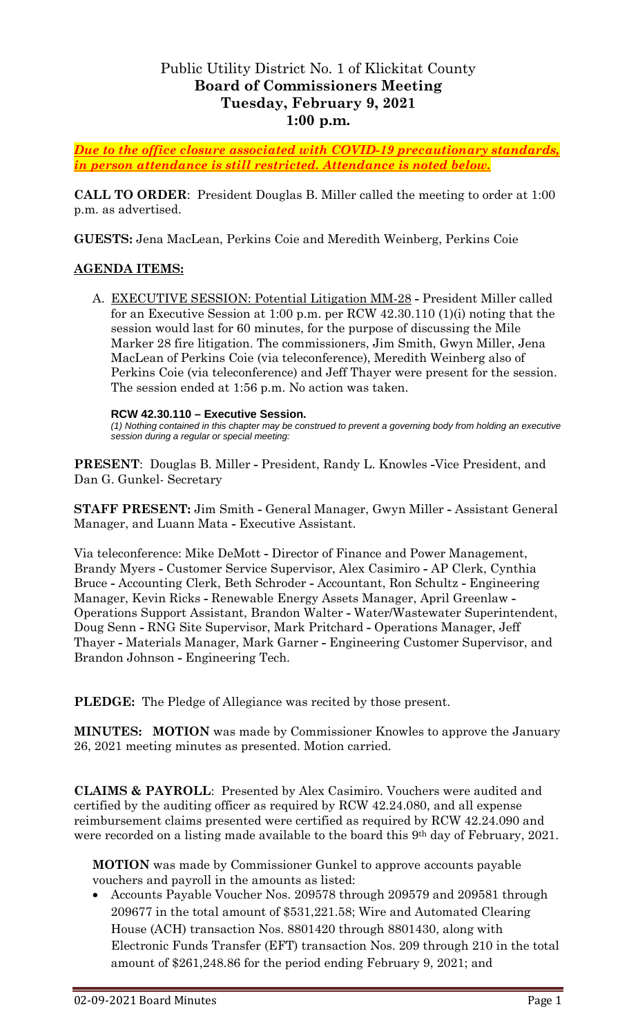# Public Utility District No. 1 of Klickitat County
## Board of Commissioners Meeting
## Tuesday, February 9, 2021
## 1:00 p.m.

***Due to the office closure associated with COVID-19 precautionary standards, in person attendance is still restricted. Attendance is noted below.***

**CALL TO ORDER**: President Douglas B. Miller called the meeting to order at 1:00 p.m. as advertised.

**GUESTS:** Jena MacLean, Perkins Coie and Meredith Weinberg, Perkins Coie

**AGENDA ITEMS:**

A. EXECUTIVE SESSION: Potential Litigation MM-28 - President Miller called for an Executive Session at 1:00 p.m. per RCW 42.30.110 (1)(i) noting that the session would last for 60 minutes, for the purpose of discussing the Mile Marker 28 fire litigation. The commissioners, Jim Smith, Gwyn Miller, Jena MacLean of Perkins Coie (via teleconference), Meredith Weinberg also of Perkins Coie (via teleconference) and Jeff Thayer were present for the session. The session ended at 1:56 p.m. No action was taken.

**RCW 42.30.110 – Executive Session.**
*(1) Nothing contained in this chapter may be construed to prevent a governing body from holding an executive session during a regular or special meeting:*

**PRESENT**: Douglas B. Miller - President, Randy L. Knowles -Vice President, and Dan G. Gunkel- Secretary

**STAFF PRESENT:** Jim Smith - General Manager, Gwyn Miller - Assistant General Manager, and Luann Mata - Executive Assistant.

Via teleconference: Mike DeMott - Director of Finance and Power Management, Brandy Myers - Customer Service Supervisor, Alex Casimiro - AP Clerk, Cynthia Bruce - Accounting Clerk, Beth Schroder - Accountant, Ron Schultz - Engineering Manager, Kevin Ricks - Renewable Energy Assets Manager, April Greenlaw - Operations Support Assistant, Brandon Walter - Water/Wastewater Superintendent, Doug Senn - RNG Site Supervisor, Mark Pritchard - Operations Manager, Jeff Thayer - Materials Manager, Mark Garner - Engineering Customer Supervisor, and Brandon Johnson - Engineering Tech.

**PLEDGE:** The Pledge of Allegiance was recited by those present.

**MINUTES: MOTION** was made by Commissioner Knowles to approve the January 26, 2021 meeting minutes as presented. Motion carried.

**CLAIMS & PAYROLL**: Presented by Alex Casimiro. Vouchers were audited and certified by the auditing officer as required by RCW 42.24.080, and all expense reimbursement claims presented were certified as required by RCW 42.24.090 and were recorded on a listing made available to the board this 9th day of February, 2021.

**MOTION** was made by Commissioner Gunkel to approve accounts payable vouchers and payroll in the amounts as listed:

- Accounts Payable Voucher Nos. 209578 through 209579 and 209581 through 209677 in the total amount of $531,221.58; Wire and Automated Clearing House (ACH) transaction Nos. 8801420 through 8801430, along with Electronic Funds Transfer (EFT) transaction Nos. 209 through 210 in the total amount of $261,248.86 for the period ending February 9, 2021; and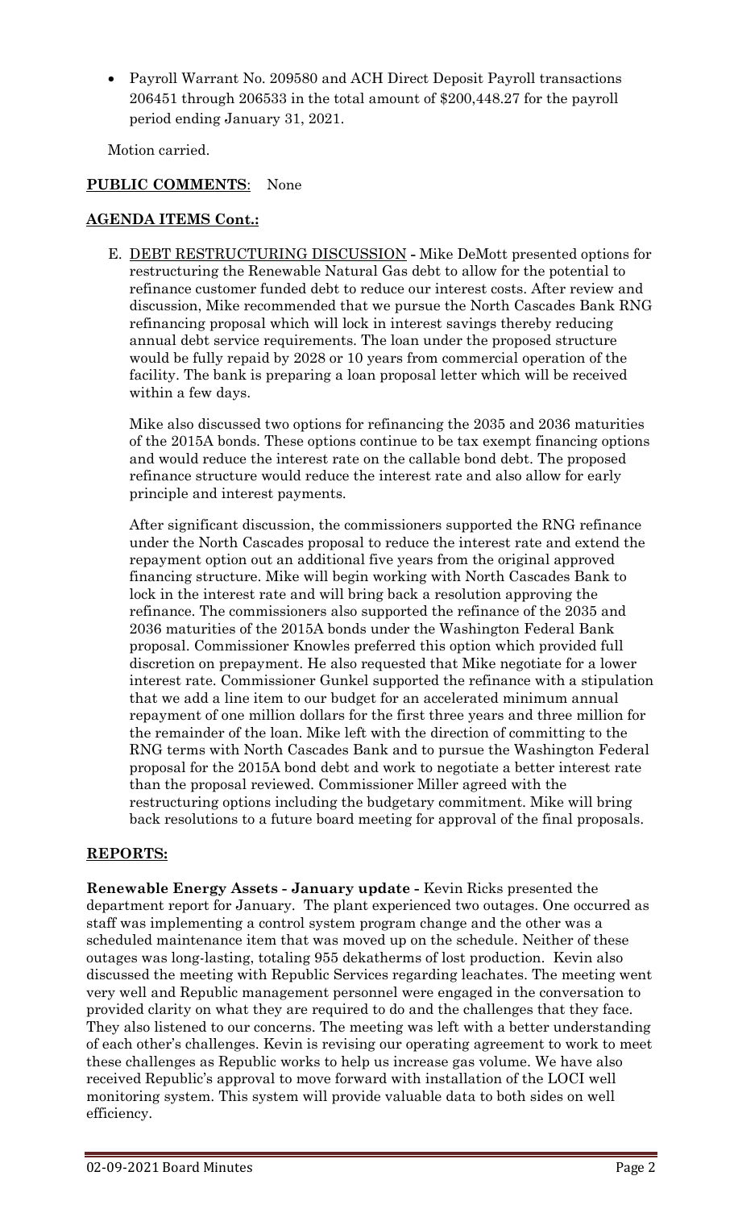- Payroll Warrant No. 209580 and ACH Direct Deposit Payroll transactions 206451 through 206533 in the total amount of $200,448.27 for the payroll period ending January 31, 2021.

Motion carried.

**PUBLIC COMMENTS**: None

**AGENDA ITEMS Cont.:**

E. DEBT RESTRUCTURING DISCUSSION - Mike DeMott presented options for restructuring the Renewable Natural Gas debt to allow for the potential to refinance customer funded debt to reduce our interest costs. After review and discussion, Mike recommended that we pursue the North Cascades Bank RNG refinancing proposal which will lock in interest savings thereby reducing annual debt service requirements. The loan under the proposed structure would be fully repaid by 2028 or 10 years from commercial operation of the facility. The bank is preparing a loan proposal letter which will be received within a few days.

Mike also discussed two options for refinancing the 2035 and 2036 maturities of the 2015A bonds. These options continue to be tax exempt financing options and would reduce the interest rate on the callable bond debt. The proposed refinance structure would reduce the interest rate and also allow for early principle and interest payments.

After significant discussion, the commissioners supported the RNG refinance under the North Cascades proposal to reduce the interest rate and extend the repayment option out an additional five years from the original approved financing structure. Mike will begin working with North Cascades Bank to lock in the interest rate and will bring back a resolution approving the refinance. The commissioners also supported the refinance of the 2035 and 2036 maturities of the 2015A bonds under the Washington Federal Bank proposal. Commissioner Knowles preferred this option which provided full discretion on prepayment. He also requested that Mike negotiate for a lower interest rate. Commissioner Gunkel supported the refinance with a stipulation that we add a line item to our budget for an accelerated minimum annual repayment of one million dollars for the first three years and three million for the remainder of the loan. Mike left with the direction of committing to the RNG terms with North Cascades Bank and to pursue the Washington Federal proposal for the 2015A bond debt and work to negotiate a better interest rate than the proposal reviewed. Commissioner Miller agreed with the restructuring options including the budgetary commitment. Mike will bring back resolutions to a future board meeting for approval of the final proposals.

**REPORTS:**

**Renewable Energy Assets - January update -** Kevin Ricks presented the department report for January. The plant experienced two outages. One occurred as staff was implementing a control system program change and the other was a scheduled maintenance item that was moved up on the schedule. Neither of these outages was long-lasting, totaling 955 dekatherms of lost production. Kevin also discussed the meeting with Republic Services regarding leachates. The meeting went very well and Republic management personnel were engaged in the conversation to provided clarity on what they are required to do and the challenges that they face. They also listened to our concerns. The meeting was left with a better understanding of each other's challenges. Kevin is revising our operating agreement to work to meet these challenges as Republic works to help us increase gas volume. We have also received Republic's approval to move forward with installation of the LOCI well monitoring system. This system will provide valuable data to both sides on well efficiency.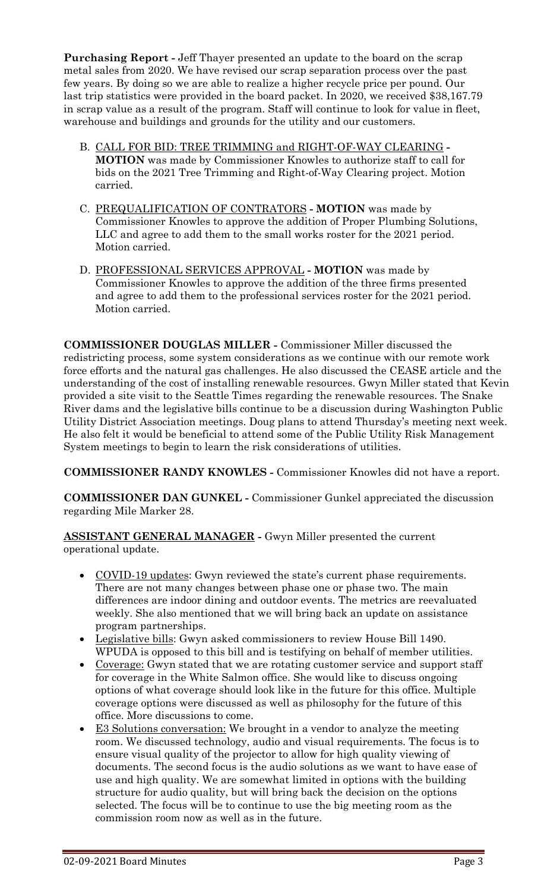**Purchasing Report -** Jeff Thayer presented an update to the board on the scrap metal sales from 2020. We have revised our scrap separation process over the past few years. By doing so we are able to realize a higher recycle price per pound. Our last trip statistics were provided in the board packet. In 2020, we received $38,167.79 in scrap value as a result of the program. Staff will continue to look for value in fleet, warehouse and buildings and grounds for the utility and our customers.

B. CALL FOR BID: TREE TRIMMING and RIGHT-OF-WAY CLEARING **- MOTION** was made by Commissioner Knowles to authorize staff to call for bids on the 2021 Tree Trimming and Right-of-Way Clearing project. Motion carried.

C. PREQUALIFICATION OF CONTRATORS **- MOTION** was made by Commissioner Knowles to approve the addition of Proper Plumbing Solutions, LLC and agree to add them to the small works roster for the 2021 period. Motion carried.

D. PROFESSIONAL SERVICES APPROVAL **- MOTION** was made by Commissioner Knowles to approve the addition of the three firms presented and agree to add them to the professional services roster for the 2021 period. Motion carried.

**COMMISSIONER DOUGLAS MILLER -** Commissioner Miller discussed the redistricting process, some system considerations as we continue with our remote work force efforts and the natural gas challenges. He also discussed the CEASE article and the understanding of the cost of installing renewable resources. Gwyn Miller stated that Kevin provided a site visit to the Seattle Times regarding the renewable resources. The Snake River dams and the legislative bills continue to be a discussion during Washington Public Utility District Association meetings. Doug plans to attend Thursday's meeting next week. He also felt it would be beneficial to attend some of the Public Utility Risk Management System meetings to begin to learn the risk considerations of utilities.

**COMMISSIONER RANDY KNOWLES -** Commissioner Knowles did not have a report.

**COMMISSIONER DAN GUNKEL -** Commissioner Gunkel appreciated the discussion regarding Mile Marker 28.

**ASSISTANT GENERAL MANAGER -** Gwyn Miller presented the current operational update.

- COVID-19 updates: Gwyn reviewed the state's current phase requirements. There are not many changes between phase one or phase two. The main differences are indoor dining and outdoor events. The metrics are reevaluated weekly. She also mentioned that we will bring back an update on assistance program partnerships.
- Legislative bills: Gwyn asked commissioners to review House Bill 1490. WPUDA is opposed to this bill and is testifying on behalf of member utilities.
- Coverage: Gwyn stated that we are rotating customer service and support staff for coverage in the White Salmon office. She would like to discuss ongoing options of what coverage should look like in the future for this office. Multiple coverage options were discussed as well as philosophy for the future of this office. More discussions to come.
- E3 Solutions conversation: We brought in a vendor to analyze the meeting room. We discussed technology, audio and visual requirements. The focus is to ensure visual quality of the projector to allow for high quality viewing of documents. The second focus is the audio solutions as we want to have ease of use and high quality. We are somewhat limited in options with the building structure for audio quality, but will bring back the decision on the options selected. The focus will be to continue to use the big meeting room as the commission room now as well as in the future.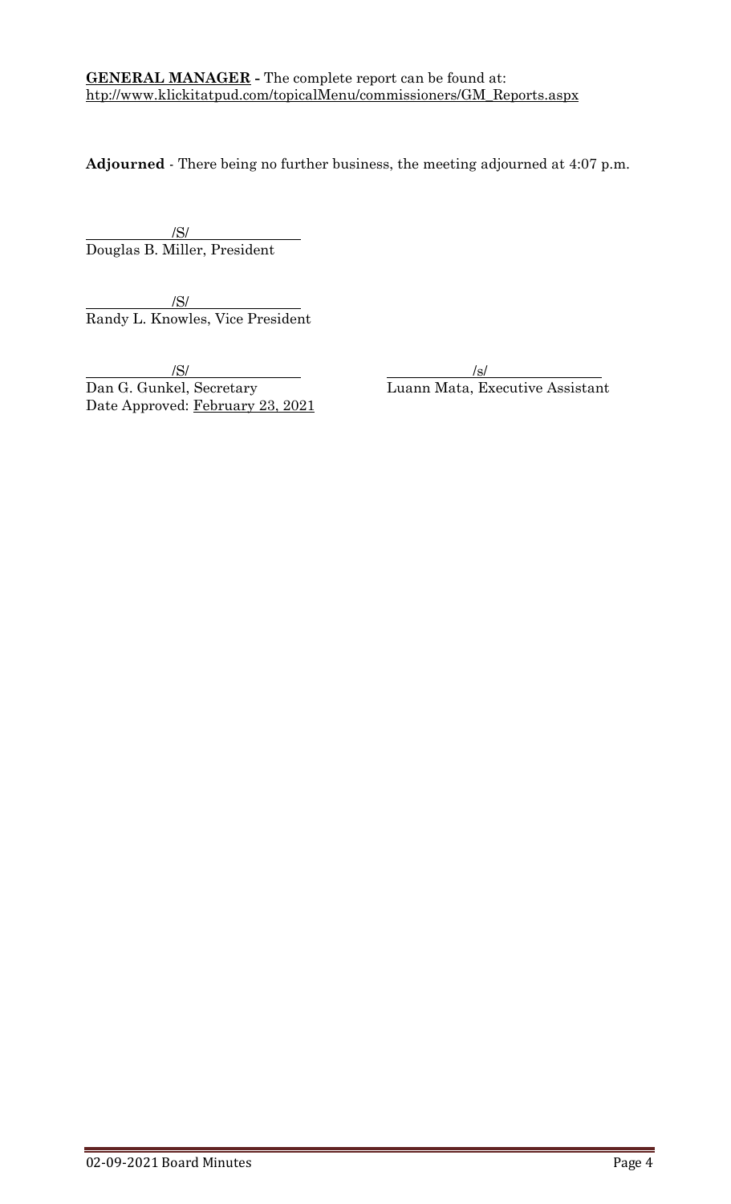**<u>GENERAL MANAGER</u>** - The complete report can be found at:
<u>htp://www.klickitatpud.com/topicalMenu/commissioners/GM_Reports.aspx</u>

**Adjourned** - There being no further business, the meeting adjourned at 4:07 p.m.

/S/
Douglas B. Miller, President

/S/
Randy L. Knowles, Vice President

/S/
Dan G. Gunkel, Secretary
Date Approved: <u>February 23, 2021</u>

/s/
Luann Mata, Executive Assistant